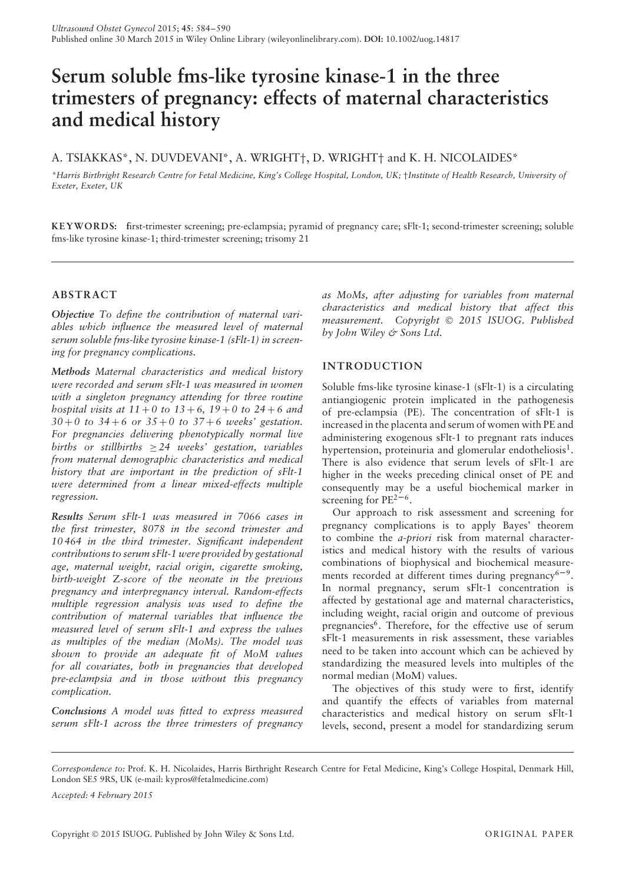# Serum soluble fms-like tyrosine kinase-1 in the three trimesters of pregnancy: effects of maternal characteristics and medical history

A. TSIAKKAS*, N. DUVDEVANI*, A. WRIGHT†, D. WRIGHT† and K. H. NICOLAIDES*

*Harris Birthright Research Centre for Fetal Medicine, King's College Hospital, London, UK; †Institute of Health Research, University of Exeter, Exeter, UK

**KEYWORDS:** first-trimester screening; pre-eclampsia; pyramid of pregnancy care; sFlt-1; second-trimester screening; soluble fms-like tyrosine kinase-1; third-trimester screening; trisomy 21

## ABSTRACT

***Objective*** *To define the contribution of maternal variables which influence the measured level of maternal serum soluble fms-like tyrosine kinase-1 (sFlt-1) in screening for pregnancy complications.*

***Methods*** *Maternal characteristics and medical history were recorded and serum sFlt-1 was measured in women with a singleton pregnancy attending for three routine hospital visits at 11 + 0 to 13 + 6, 19 + 0 to 24 + 6 and 30 + 0 to 34 + 6 or 35 + 0 to 37 + 6 weeks' gestation. For pregnancies delivering phenotypically normal live births or stillbirths ≥ 24 weeks' gestation, variables from maternal demographic characteristics and medical history that are important in the prediction of sFlt-1 were determined from a linear mixed-effects multiple regression.*

***Results*** *Serum sFlt-1 was measured in 7066 cases in the first trimester, 8078 in the second trimester and 10 464 in the third trimester. Significant independent contributions to serum sFlt-1 were provided by gestational age, maternal weight, racial origin, cigarette smoking, birth-weight Z-score of the neonate in the previous pregnancy and interpregnancy interval. Random-effects multiple regression analysis was used to define the contribution of maternal variables that influence the measured level of serum sFlt-1 and express the values as multiples of the median (MoMs). The model was shown to provide an adequate fit of MoM values for all covariates, both in pregnancies that developed pre-eclampsia and in those without this pregnancy complication.*

***Conclusions*** *A model was fitted to express measured serum sFlt-1 across the three trimesters of pregnancy as MoMs, after adjusting for variables from maternal characteristics and medical history that affect this measurement. Copyright © 2015 ISUOG. Published by John Wiley & Sons Ltd.*

## INTRODUCTION

Soluble fms-like tyrosine kinase-1 (sFlt-1) is a circulating antiangiogenic protein implicated in the pathogenesis of pre-eclampsia (PE). The concentration of sFlt-1 is increased in the placenta and serum of women with PE and administering exogenous sFlt-1 to pregnant rats induces hypertension, proteinuria and glomerular endotheliosis[1]. There is also evidence that serum levels of sFlt-1 are higher in the weeks preceding clinical onset of PE and consequently may be a useful biochemical marker in screening for PE[2–6].

Our approach to risk assessment and screening for pregnancy complications is to apply Bayes' theorem to combine the *a-priori* risk from maternal characteristics and medical history with the results of various combinations of biophysical and biochemical measurements recorded at different times during pregnancy[6–9]. In normal pregnancy, serum sFlt-1 concentration is affected by gestational age and maternal characteristics, including weight, racial origin and outcome of previous pregnancies[6]. Therefore, for the effective use of serum sFlt-1 measurements in risk assessment, these variables need to be taken into account which can be achieved by standardizing the measured levels into multiples of the normal median (MoM) values.

The objectives of this study were to first, identify and quantify the effects of variables from maternal characteristics and medical history on serum sFlt-1 levels, second, present a model for standardizing serum

*Correspondence to:* Prof. K. H. Nicolaides, Harris Birthright Research Centre for Fetal Medicine, King's College Hospital, Denmark Hill, London SE5 9RS, UK (e-mail: kypros@fetalmedicine.com)

*Accepted: 4 February 2015*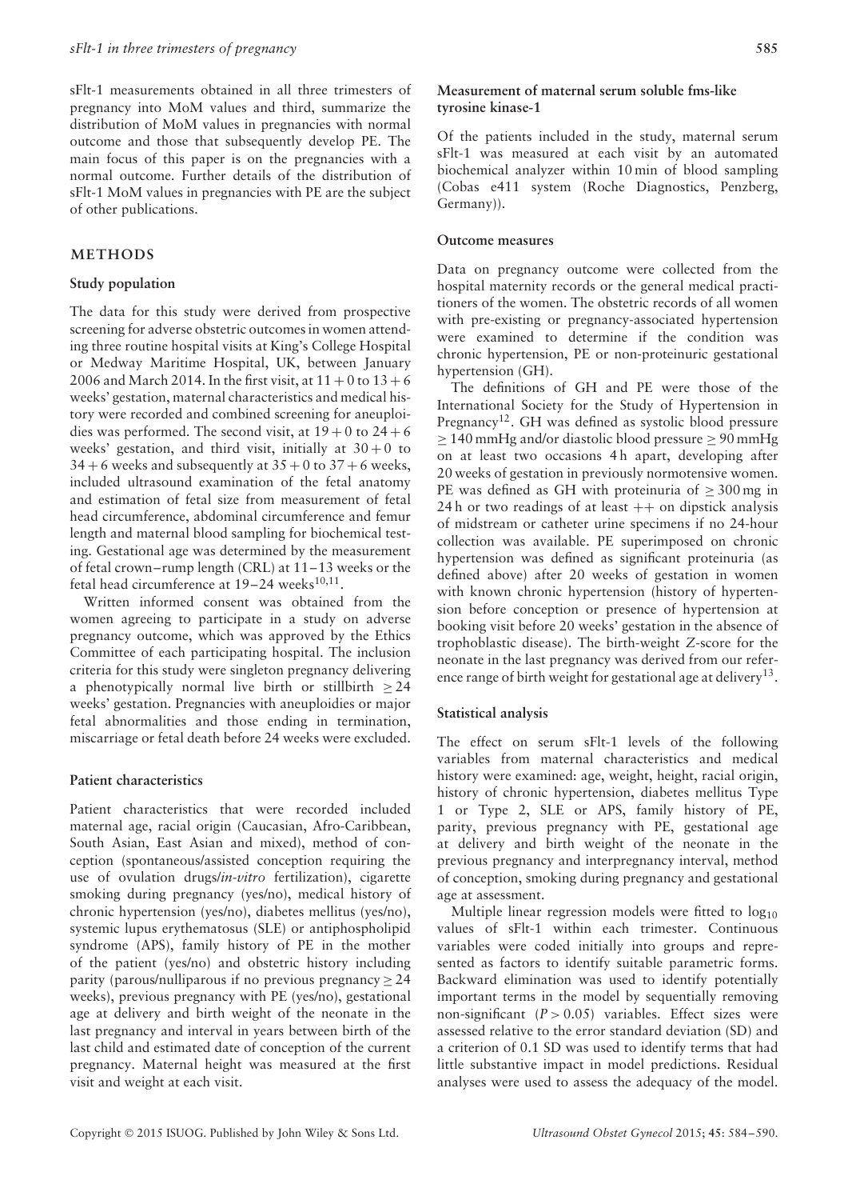sFlt-1 measurements obtained in all three trimesters of pregnancy into MoM values and third, summarize the distribution of MoM values in pregnancies with normal outcome and those that subsequently develop PE. The main focus of this paper is on the pregnancies with a normal outcome. Further details of the distribution of sFlt-1 MoM values in pregnancies with PE are the subject of other publications.

## METHODS

### Study population

The data for this study were derived from prospective screening for adverse obstetric outcomes in women attending three routine hospital visits at King's College Hospital or Medway Maritime Hospital, UK, between January 2006 and March 2014. In the first visit, at $11 + 0$ to $13 + 6$ weeks' gestation, maternal characteristics and medical history were recorded and combined screening for aneuploidies was performed. The second visit, at $19 + 0$ to $24 + 6$ weeks' gestation, and third visit, initially at $30 + 0$ to $34 + 6$ weeks and subsequently at $35 + 0$ to $37 + 6$ weeks, included ultrasound examination of the fetal anatomy and estimation of fetal size from measurement of fetal head circumference, abdominal circumference and femur length and maternal blood sampling for biochemical testing. Gestational age was determined by the measurement of fetal crown–rump length (CRL) at 11–13 weeks or the fetal head circumference at 19–24 weeks[10,11].

Written informed consent was obtained from the women agreeing to participate in a study on adverse pregnancy outcome, which was approved by the Ethics Committee of each participating hospital. The inclusion criteria for this study were singleton pregnancy delivering a phenotypically normal live birth or stillbirth $\geq 24$ weeks' gestation. Pregnancies with aneuploidies or major fetal abnormalities and those ending in termination, miscarriage or fetal death before 24 weeks were excluded.

### Patient characteristics

Patient characteristics that were recorded included maternal age, racial origin (Caucasian, Afro-Caribbean, South Asian, East Asian and mixed), method of conception (spontaneous/assisted conception requiring the use of ovulation drugs/*in-vitro* fertilization), cigarette smoking during pregnancy (yes/no), medical history of chronic hypertension (yes/no), diabetes mellitus (yes/no), systemic lupus erythematosus (SLE) or antiphospholipid syndrome (APS), family history of PE in the mother of the patient (yes/no) and obstetric history including parity (parous/nulliparous if no previous pregnancy $\geq 24$ weeks), previous pregnancy with PE (yes/no), gestational age at delivery and birth weight of the neonate in the last pregnancy and interval in years between birth of the last child and estimated date of conception of the current pregnancy. Maternal height was measured at the first visit and weight at each visit.

### Measurement of maternal serum soluble fms-like tyrosine kinase-1

Of the patients included in the study, maternal serum sFlt-1 was measured at each visit by an automated biochemical analyzer within 10 min of blood sampling (Cobas e411 system (Roche Diagnostics, Penzberg, Germany)).

### Outcome measures

Data on pregnancy outcome were collected from the hospital maternity records or the general medical practitioners of the women. The obstetric records of all women with pre-existing or pregnancy-associated hypertension were examined to determine if the condition was chronic hypertension, PE or non-proteinuric gestational hypertension (GH).

The definitions of GH and PE were those of the International Society for the Study of Hypertension in Pregnancy[12]. GH was defined as systolic blood pressure $\geq 140$ mmHg and/or diastolic blood pressure $\geq 90$ mmHg on at least two occasions 4 h apart, developing after 20 weeks of gestation in previously normotensive women. PE was defined as GH with proteinuria of $\geq 300$ mg in 24 h or two readings of at least ++ on dipstick analysis of midstream or catheter urine specimens if no 24-hour collection was available. PE superimposed on chronic hypertension was defined as significant proteinuria (as defined above) after 20 weeks of gestation in women with known chronic hypertension (history of hypertension before conception or presence of hypertension at booking visit before 20 weeks' gestation in the absence of trophoblastic disease). The birth-weight $Z$-score for the neonate in the last pregnancy was derived from our reference range of birth weight for gestational age at delivery[13].

### Statistical analysis

The effect on serum sFlt-1 levels of the following variables from maternal characteristics and medical history were examined: age, weight, height, racial origin, history of chronic hypertension, diabetes mellitus Type 1 or Type 2, SLE or APS, family history of PE, parity, previous pregnancy with PE, gestational age at delivery and birth weight of the neonate in the previous pregnancy and interpregnancy interval, method of conception, smoking during pregnancy and gestational age at assessment.

Multiple linear regression models were fitted to $\log_{10}$ values of sFlt-1 within each trimester. Continuous variables were coded initially into groups and represented as factors to identify suitable parametric forms. Backward elimination was used to identify potentially important terms in the model by sequentially removing non-significant ($P > 0.05$) variables. Effect sizes were assessed relative to the error standard deviation (SD) and a criterion of 0.1 SD was used to identify terms that had little substantive impact in model predictions. Residual analyses were used to assess the adequacy of the model.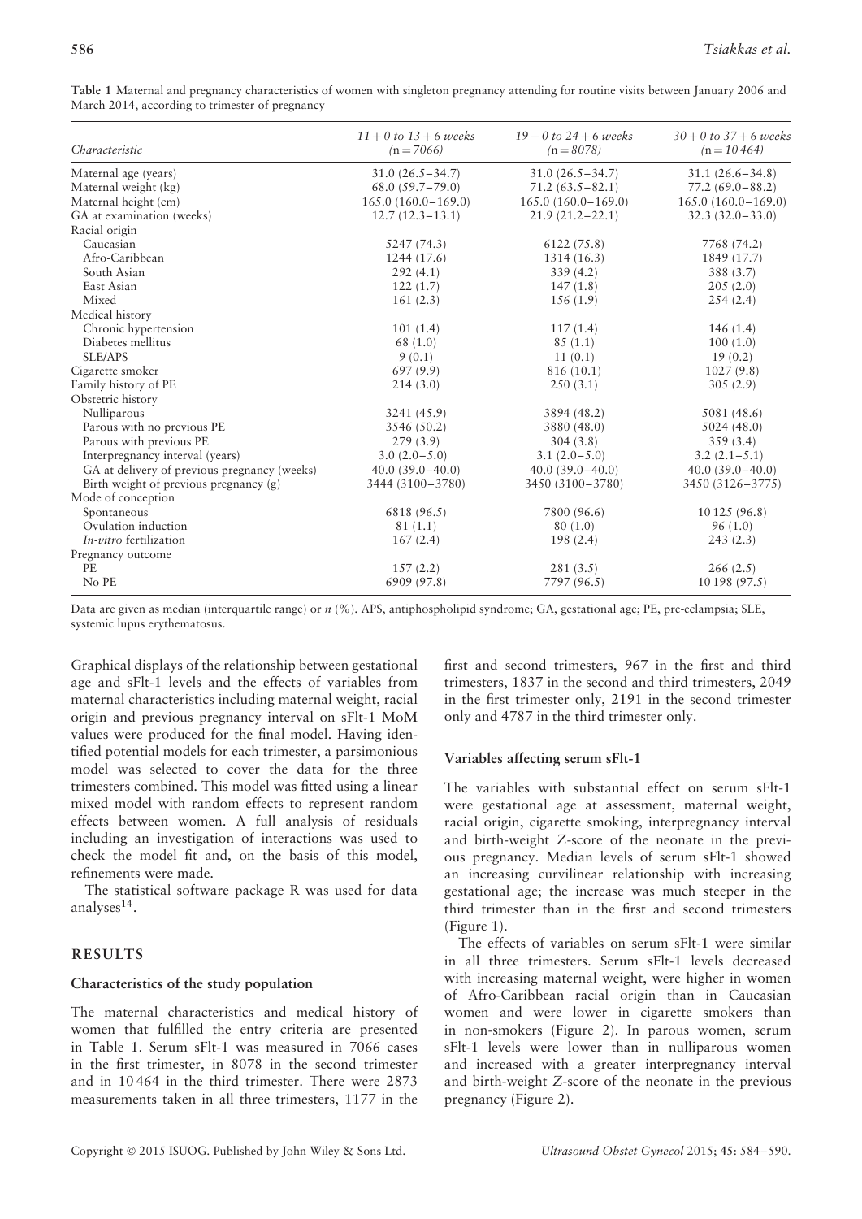**Table 1** Maternal and pregnancy characteristics of women with singleton pregnancy attending for routine visits between January 2006 and March 2014, according to trimester of pregnancy

| Characteristic | 11 + 0 to 13 + 6 weeks (n = 7066) | 19 + 0 to 24 + 6 weeks (n = 8078) | 30 + 0 to 37 + 6 weeks (n = 10 464) |
|---|---|---|---|
| Maternal age (years) | 31.0 (26.5–34.7) | 31.0 (26.5–34.7) | 31.1 (26.6–34.8) |
| Maternal weight (kg) | 68.0 (59.7–79.0) | 71.2 (63.5–82.1) | 77.2 (69.0–88.2) |
| Maternal height (cm) | 165.0 (160.0–169.0) | 165.0 (160.0–169.0) | 165.0 (160.0–169.0) |
| GA at examination (weeks) | 12.7 (12.3–13.1) | 21.9 (21.2–22.1) | 32.3 (32.0–33.0) |
| Racial origin | | | |
| Caucasian | 5247 (74.3) | 6122 (75.8) | 7768 (74.2) |
| Afro-Caribbean | 1244 (17.6) | 1314 (16.3) | 1849 (17.7) |
| South Asian | 292 (4.1) | 339 (4.2) | 388 (3.7) |
| East Asian | 122 (1.7) | 147 (1.8) | 205 (2.0) |
| Mixed | 161 (2.3) | 156 (1.9) | 254 (2.4) |
| Medical history | | | |
| Chronic hypertension | 101 (1.4) | 117 (1.4) | 146 (1.4) |
| Diabetes mellitus | 68 (1.0) | 85 (1.1) | 100 (1.0) |
| SLE/APS | 9 (0.1) | 11 (0.1) | 19 (0.2) |
| Cigarette smoker | 697 (9.9) | 816 (10.1) | 1027 (9.8) |
| Family history of PE | 214 (3.0) | 250 (3.1) | 305 (2.9) |
| Obstetric history | | | |
| Nulliparous | 3241 (45.9) | 3894 (48.2) | 5081 (48.6) |
| Parous with no previous PE | 3546 (50.2) | 3880 (48.0) | 5024 (48.0) |
| Parous with previous PE | 279 (3.9) | 304 (3.8) | 359 (3.4) |
| Interpregnancy interval (years) | 3.0 (2.0–5.0) | 3.1 (2.0–5.0) | 3.2 (2.1–5.1) |
| GA at delivery of previous pregnancy (weeks) | 40.0 (39.0–40.0) | 40.0 (39.0–40.0) | 40.0 (39.0–40.0) |
| Birth weight of previous pregnancy (g) | 3444 (3100–3780) | 3450 (3100–3780) | 3450 (3126–3775) |
| Mode of conception | | | |
| Spontaneous | 6818 (96.5) | 7800 (96.6) | 10 125 (96.8) |
| Ovulation induction | 81 (1.1) | 80 (1.0) | 96 (1.0) |
| *In-vitro* fertilization | 167 (2.4) | 198 (2.4) | 243 (2.3) |
| Pregnancy outcome | | | |
| PE | 157 (2.2) | 281 (3.5) | 266 (2.5) |
| No PE | 6909 (97.8) | 7797 (96.5) | 10 198 (97.5) |

Data are given as median (interquartile range) or *n* (%). APS, antiphospholipid syndrome; GA, gestational age; PE, pre-eclampsia; SLE, systemic lupus erythematosus.

Graphical displays of the relationship between gestational age and sFlt-1 levels and the effects of variables from maternal characteristics including maternal weight, racial origin and previous pregnancy interval on sFlt-1 MoM values were produced for the final model. Having identified potential models for each trimester, a parsimonious model was selected to cover the data for the three trimesters combined. This model was fitted using a linear mixed model with random effects to represent random effects between women. A full analysis of residuals including an investigation of interactions was used to check the model fit and, on the basis of this model, refinements were made.

The statistical software package R was used for data analyses[14].

## RESULTS

### Characteristics of the study population

The maternal characteristics and medical history of women that fulfilled the entry criteria are presented in Table 1. Serum sFlt-1 was measured in 7066 cases in the first trimester, in 8078 in the second trimester and in 10 464 in the third trimester. There were 2873 measurements taken in all three trimesters, 1177 in the first and second trimesters, 967 in the first and third trimesters, 1837 in the second and third trimesters, 2049 in the first trimester only, 2191 in the second trimester only and 4787 in the third trimester only.

### Variables affecting serum sFlt-1

The variables with substantial effect on serum sFlt-1 were gestational age at assessment, maternal weight, racial origin, cigarette smoking, interpregnancy interval and birth-weight *Z*-score of the neonate in the previous pregnancy. Median levels of serum sFlt-1 showed an increasing curvilinear relationship with increasing gestational age; the increase was much steeper in the third trimester than in the first and second trimesters (Figure 1).

The effects of variables on serum sFlt-1 were similar in all three trimesters. Serum sFlt-1 levels decreased with increasing maternal weight, were higher in women of Afro-Caribbean racial origin than in Caucasian women and were lower in cigarette smokers than in non-smokers (Figure 2). In parous women, serum sFlt-1 levels were lower than in nulliparous women and increased with a greater interpregnancy interval and birth-weight *Z*-score of the neonate in the previous pregnancy (Figure 2).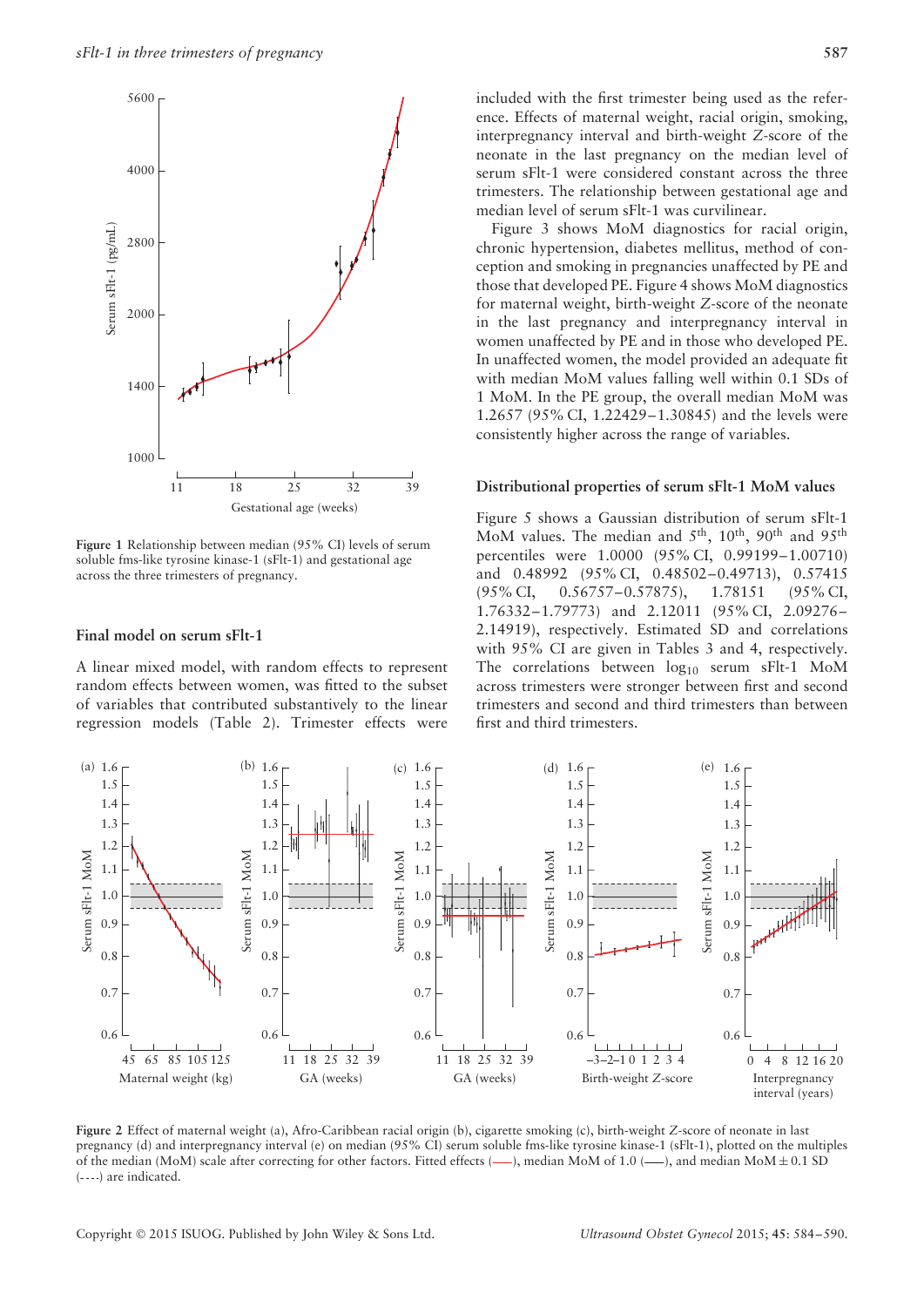Figure 1 Relationship between median (95% CI) levels of serum soluble fms-like tyrosine kinase-1 (sFlt-1) and gestational age across the three trimesters of pregnancy.

### Final model on serum sFlt-1

A linear mixed model, with random effects to represent random effects between women, was fitted to the subset of variables that contributed substantively to the linear regression models (Table 2). Trimester effects were included with the first trimester being used as the reference. Effects of maternal weight, racial origin, smoking, interpregnancy interval and birth-weight *Z*-score of the neonate in the last pregnancy on the median level of serum sFlt-1 were considered constant across the three trimesters. The relationship between gestational age and median level of serum sFlt-1 was curvilinear.

Figure 3 shows MoM diagnostics for racial origin, chronic hypertension, diabetes mellitus, method of conception and smoking in pregnancies unaffected by PE and those that developed PE. Figure 4 shows MoM diagnostics for maternal weight, birth-weight *Z*-score of the neonate in the last pregnancy and interpregnancy interval in women unaffected by PE and in those who developed PE. In unaffected women, the model provided an adequate fit with median MoM values falling well within 0.1 SDs of 1 MoM. In the PE group, the overall median MoM was 1.2657 (95% CI, 1.22429–1.30845) and the levels were consistently higher across the range of variables.

### Distributional properties of serum sFlt-1 MoM values

Figure 5 shows a Gaussian distribution of serum sFlt-1 MoM values. The median and 5th, 10th, 90th and 95th percentiles were 1.0000 (95% CI, 0.99199–1.00710) and 0.48992 (95% CI, 0.48502–0.49713), 0.57415 (95% CI, 0.56757–0.57875), 1.78151 (95% CI, 1.76332–1.79773) and 2.12011 (95% CI, 2.09276–2.14919), respectively. Estimated SD and correlations with 95% CI are given in Tables 3 and 4, respectively. The correlations between $\log_{10}$ serum sFlt-1 MoM across trimesters were stronger between first and second trimesters and second and third trimesters than between first and third trimesters.

Figure 2 Effect of maternal weight (a), Afro-Caribbean racial origin (b), cigarette smoking (c), birth-weight *Z*-score of neonate in last pregnancy (d) and interpregnancy interval (e) on median (95% CI) serum soluble fms-like tyrosine kinase-1 (sFlt-1), plotted on the multiples of the median (MoM) scale after correcting for other factors. Fitted effects (—), median MoM of 1.0 (—), and median MoM ± 0.1 SD (----) are indicated.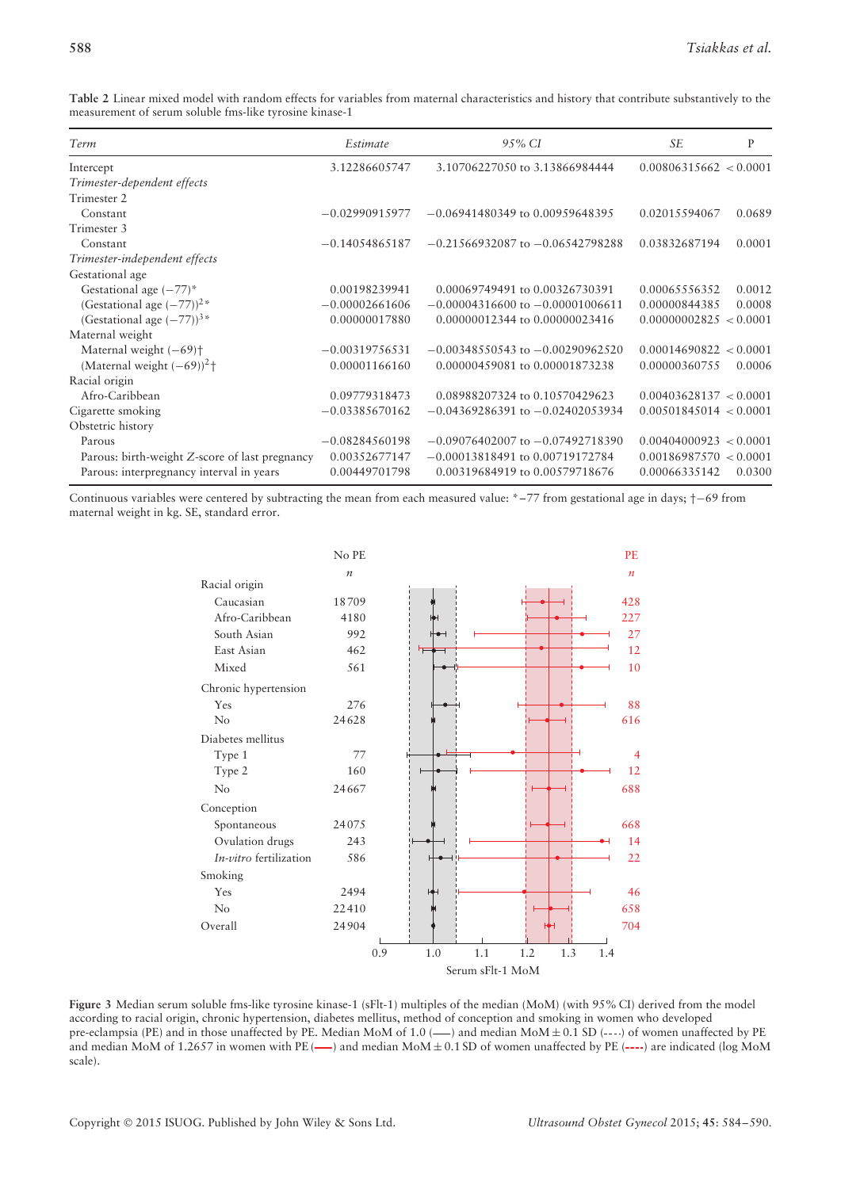**Table 2** Linear mixed model with random effects for variables from maternal characteristics and history that contribute substantively to the measurement of serum soluble fms-like tyrosine kinase-1

| *Term* | *Estimate* | *95% CI* | *SE* | P |
|---|---|---|---|---|
| Intercept | 3.12286605747 | 3.10706227050 to 3.13866984444 | 0.00806315662 | < 0.0001 |
| *Trimester-dependent effects* | | | | |
| Trimester 2 | | | | |
| Constant | −0.02990915977 | −0.06941480349 to 0.00959648395 | 0.02015594067 | 0.0689 |
| Trimester 3 | | | | |
| Constant | −0.14054865187 | −0.21566932087 to −0.06542798288 | 0.03832687194 | 0.0001 |
| *Trimester-independent effects* | | | | |
| Gestational age | | | | |
| Gestational age (−77)* | 0.00198239941 | 0.00069749491 to 0.00326730391 | 0.00065556352 | 0.0012 |
| (Gestational age (−77))$^2$* | −0.00002661606 | −0.00004316600 to −0.00001006611 | 0.00000844385 | 0.0008 |
| (Gestational age (−77))$^3$* | 0.00000017880 | 0.00000012344 to 0.00000023416 | 0.00000002825 | < 0.0001 |
| Maternal weight | | | | |
| Maternal weight (−69)† | −0.00319756531 | −0.00348550543 to −0.00290962520 | 0.00014690822 | < 0.0001 |
| (Maternal weight (−69))$^2$† | 0.00001166160 | 0.00000459081 to 0.00001873238 | 0.00000360755 | 0.0006 |
| Racial origin | | | | |
| Afro-Caribbean | 0.09779318473 | 0.08988207324 to 0.10570429623 | 0.00403628137 | < 0.0001 |
| Cigarette smoking | −0.03385670162 | −0.04369286391 to −0.02402053934 | 0.00501845014 | < 0.0001 |
| Obstetric history | | | | |
| Parous | −0.08284560198 | −0.09076402007 to −0.07492718390 | 0.00404000923 | < 0.0001 |
| Parous: birth-weight *Z*-score of last pregnancy | 0.00352677147 | −0.00013818491 to 0.00719172784 | 0.00186987570 | < 0.0001 |
| Parous: interpregnancy interval in years | 0.00449701798 | 0.00319684919 to 0.00579718676 | 0.00066335142 | 0.0300 |

Continuous variables were centered by subtracting the mean from each measured value: *−77 from gestational age in days; †−69 from maternal weight in kg. SE, standard error.

| | No PE *n* | PE *n* |
|---|---|---|
| **Racial origin** | | |
| Caucasian | 18709 | 428 |
| Afro-Caribbean | 4180 | 227 |
| South Asian | 992 | 27 |
| East Asian | 462 | 12 |
| Mixed | 561 | 10 |
| **Chronic hypertension** | | |
| Yes | 276 | 88 |
| No | 24628 | 616 |
| **Diabetes mellitus** | | |
| Type 1 | 77 | 4 |
| Type 2 | 160 | 12 |
| No | 24667 | 688 |
| **Conception** | | |
| Spontaneous | 24075 | 668 |
| Ovulation drugs | 243 | 14 |
| *In-vitro* fertilization | 586 | 22 |
| **Smoking** | | |
| Yes | 2494 | 46 |
| No | 22410 | 658 |
| Overall | 24904 | 704 |

Figure 3 Median serum soluble fms-like tyrosine kinase-1 (sFlt-1) multiples of the median (MoM) (with 95% CI) derived from the model according to racial origin, chronic hypertension, diabetes mellitus, method of conception and smoking in women who developed pre-eclampsia (PE) and in those unaffected by PE. Median MoM of 1.0 (——) and median MoM ± 0.1 SD (----) of women unaffected by PE and median MoM of 1.2657 in women with PE (——) and median MoM ± 0.1 SD of women unaffected by PE (----) are indicated (log MoM scale).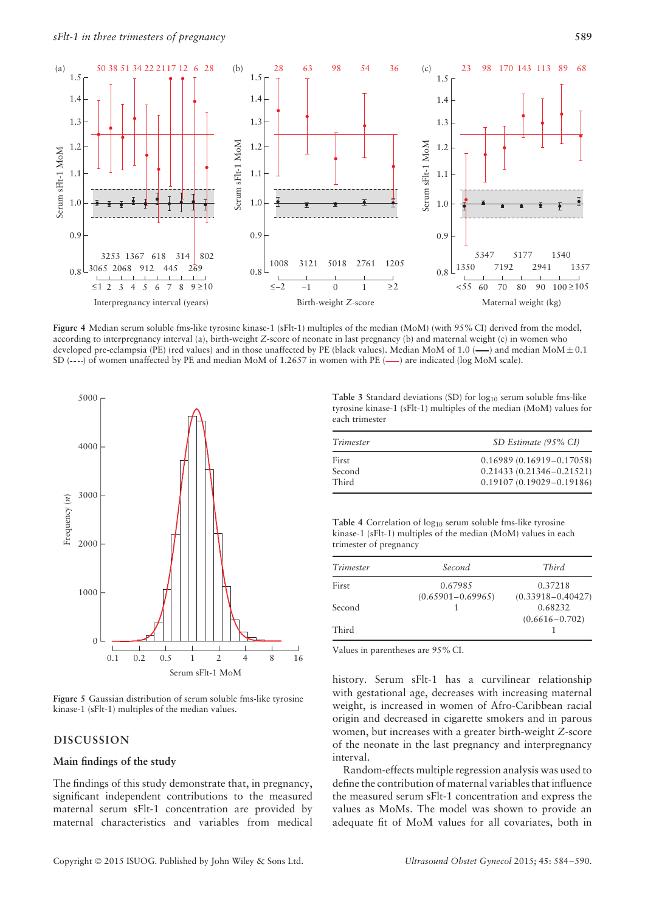Figure 4 Median serum soluble fms-like tyrosine kinase-1 (sFlt-1) multiples of the median (MoM) (with 95% CI) derived from the model, according to interpregnancy interval (a), birth-weight Z-score of neonate in last pregnancy (b) and maternal weight (c) in women who developed pre-eclampsia (PE) (red values) and in those unaffected by PE (black values). Median MoM of 1.0 (——) and median MoM ± 0.1 SD (----) of women unaffected by PE and median MoM of 1.2657 in women with PE (——) are indicated (log MoM scale).

Figure 5 Gaussian distribution of serum soluble fms-like tyrosine kinase-1 (sFlt-1) multiples of the median values.

Table 3 Standard deviations (SD) for $\log_{10}$ serum soluble fms-like tyrosine kinase-1 (sFlt-1) multiples of the median (MoM) values for each trimester

| *Trimester* | *SD Estimate (95% CI)* |
|---|---|
| First | 0.16989 (0.16919–0.17058) |
| Second | 0.21433 (0.21346–0.21521) |
| Third | 0.19107 (0.19029–0.19186) |

Table 4 Correlation of $\log_{10}$ serum soluble fms-like tyrosine kinase-1 (sFlt-1) multiples of the median (MoM) values in each trimester of pregnancy

| *Trimester* | *Second* | *Third* |
|---|---|---|
| First | 0.67985 (0.65901–0.69965) | 0.37218 (0.33918–0.40427) |
| Second | 1 | 0.68232 (0.6616–0.702) |
| Third | | 1 |

Values in parentheses are 95% CI.

## DISCUSSION

### Main findings of the study

The findings of this study demonstrate that, in pregnancy, significant independent contributions to the measured maternal serum sFlt-1 concentration are provided by maternal characteristics and variables from medical history. Serum sFlt-1 has a curvilinear relationship with gestational age, decreases with increasing maternal weight, is increased in women of Afro-Caribbean racial origin and decreased in cigarette smokers and in parous women, but increases with a greater birth-weight *Z*-score of the neonate in the last pregnancy and interpregnancy interval.

Random-effects multiple regression analysis was used to define the contribution of maternal variables that influence the measured serum sFlt-1 concentration and express the values as MoMs. The model was shown to provide an adequate fit of MoM values for all covariates, both in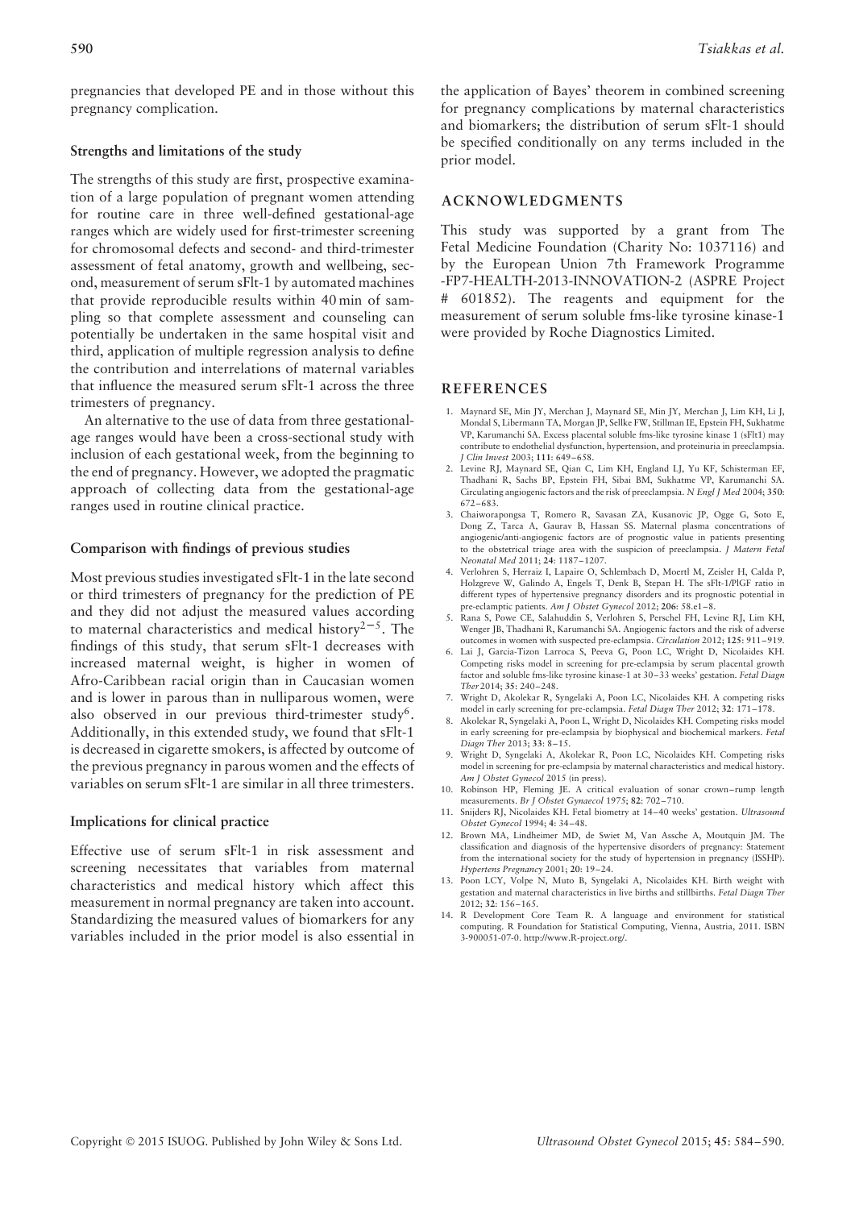pregnancies that developed PE and in those without this pregnancy complication.

### Strengths and limitations of the study

The strengths of this study are first, prospective examination of a large population of pregnant women attending for routine care in three well-defined gestational-age ranges which are widely used for first-trimester screening for chromosomal defects and second- and third-trimester assessment of fetal anatomy, growth and wellbeing, second, measurement of serum sFlt-1 by automated machines that provide reproducible results within 40 min of sampling so that complete assessment and counseling can potentially be undertaken in the same hospital visit and third, application of multiple regression analysis to define the contribution and interrelations of maternal variables that influence the measured serum sFlt-1 across the three trimesters of pregnancy.

An alternative to the use of data from three gestational-age ranges would have been a cross-sectional study with inclusion of each gestational week, from the beginning to the end of pregnancy. However, we adopted the pragmatic approach of collecting data from the gestational-age ranges used in routine clinical practice.

### Comparison with findings of previous studies

Most previous studies investigated sFlt-1 in the late second or third trimesters of pregnancy for the prediction of PE and they did not adjust the measured values according to maternal characteristics and medical history[2–5]. The findings of this study, that serum sFlt-1 decreases with increased maternal weight, is higher in women of Afro-Caribbean racial origin than in Caucasian women and is lower in parous than in nulliparous women, were also observed in our previous third-trimester study[6]. Additionally, in this extended study, we found that sFlt-1 is decreased in cigarette smokers, is affected by outcome of the previous pregnancy in parous women and the effects of variables on serum sFlt-1 are similar in all three trimesters.

### Implications for clinical practice

Effective use of serum sFlt-1 in risk assessment and screening necessitates that variables from maternal characteristics and medical history which affect this measurement in normal pregnancy are taken into account. Standardizing the measured values of biomarkers for any variables included in the prior model is also essential in the application of Bayes' theorem in combined screening for pregnancy complications by maternal characteristics and biomarkers; the distribution of serum sFlt-1 should be specified conditionally on any terms included in the prior model.

## ACKNOWLEDGMENTS

This study was supported by a grant from The Fetal Medicine Foundation (Charity No: 1037116) and by the European Union 7th Framework Programme -FP7-HEALTH-2013-INNOVATION-2 (ASPRE Project # 601852). The reagents and equipment for the measurement of serum soluble fms-like tyrosine kinase-1 were provided by Roche Diagnostics Limited.

## REFERENCES

1. Maynard SE, Min JY, Merchan J, Maynard SE, Min JY, Merchan J, Lim KH, Li J, Mondal S, Libermann TA, Morgan JP, Sellke FW, Stillman IE, Epstein FH, Sukhatme VP, Karumanchi SA. Excess placental soluble fms-like tyrosine kinase 1 (sFlt1) may contribute to endothelial dysfunction, hypertension, and proteinuria in preeclampsia. *J Clin Invest* 2003; **111**: 649–658.
2. Levine RJ, Maynard SE, Qian C, Lim KH, England LJ, Yu KF, Schisterman EF, Thadhani R, Sachs BP, Epstein FH, Sibai BM, Sukhatme VP, Karumanchi SA. Circulating angiogenic factors and the risk of preeclampsia. *N Engl J Med* 2004; **350**: 672–683.
3. Chaiworapongsa T, Romero R, Savasan ZA, Kusanovic JP, Ogge G, Soto E, Dong Z, Tarca A, Gaurav B, Hassan SS. Maternal plasma concentrations of angiogenic/anti-angiogenic factors are of prognostic value in patients presenting to the obstetrical triage area with the suspicion of preeclampsia. *J Matern Fetal Neonatal Med* 2011; **24**: 1187–1207.
4. Verlohren S, Herraiz I, Lapaire O, Schlembach D, Moertl M, Zeisler H, Calda P, Holzgreve W, Galindo A, Engels T, Denk B, Stepan H. The sFlt-1/PlGF ratio in different types of hypertensive pregnancy disorders and its prognostic potential in pre-eclamptic patients. *Am J Obstet Gynecol* 2012; **206**: 58.e1–8.
5. Rana S, Powe CE, Salahuddin S, Verlohren S, Perschel FH, Levine RJ, Lim KH, Wenger JB, Thadhani R, Karumanchi SA. Angiogenic factors and the risk of adverse outcomes in women with suspected pre-eclampsia. *Circulation* 2012; **125**: 911–919.
6. Lai J, Garcia-Tizon Larroca S, Peeva G, Poon LC, Wright D, Nicolaides KH. Competing risks model in screening for pre-eclampsia by serum placental growth factor and soluble fms-like tyrosine kinase-1 at 30–33 weeks' gestation. *Fetal Diagn Ther* 2014; **35**: 240–248.
7. Wright D, Akolekar R, Syngelaki A, Poon LC, Nicolaides KH. A competing risks model in early screening for pre-eclampsia. *Fetal Diagn Ther* 2012; **32**: 171–178.
8. Akolekar R, Syngelaki A, Poon L, Wright D, Nicolaides KH. Competing risks model in early screening for preeclampsia by biophysical and biochemical markers. *Fetal Diagn Ther* 2013; **33**: 8–15.
9. Wright D, Syngelaki A, Akolekar R, Poon LC, Nicolaides KH. Competing risks model in screening for pre-eclampsia by maternal characteristics and medical history. *Am J Obstet Gynecol* 2015 (in press).
10. Robinson HP, Fleming JE. A critical evaluation of sonar crown–rump length measurements. *Br J Obstet Gynaecol* 1975; **82**: 702–710.
11. Snijders RJ, Nicolaides KH. Fetal biometry at 14–40 weeks' gestation. *Ultrasound Obstet Gynecol* 1994; **4**: 34–48.
12. Brown MA, Lindheimer MD, de Swiet M, Van Assche A, Moutquin JM. The classification and diagnosis of the hypertensive disorders of pregnancy: Statement from the international society for the study of hypertension in pregnancy (ISSHP). *Hypertens Pregnancy* 2001; **20**: 19–24.
13. Poon LCY, Volpe N, Muto B, Syngelaki A, Nicolaides KH. Birth weight with gestation and maternal characteristics in live births and stillbirths. *Fetal Diagn Ther* 2012; **32**: 156–165.
14. R Development Core Team R. A language and environment for statistical computing. R Foundation for Statistical Computing, Vienna, Austria, 2011. ISBN 3-900051-07-0. http://www.R-project.org/.